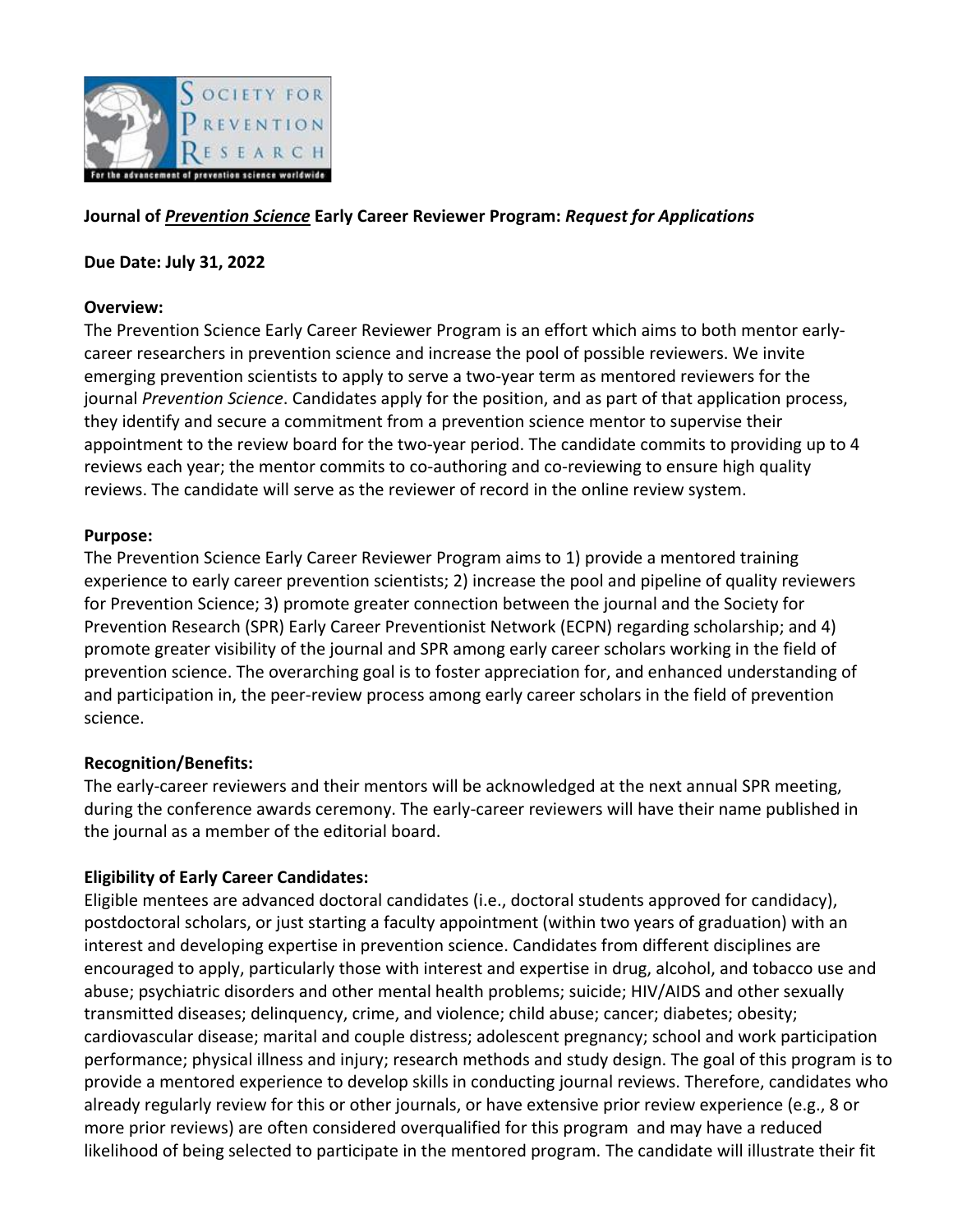**Journal of *Prevention Science* Early Career Reviewer Program: *Request for Applications***

**Due Date: July 31, 2022**

**Overview:**

The Prevention Science Early Career Reviewer Program is an effort which aims to both mentor early-career researchers in prevention science and increase the pool of possible reviewers. We invite emerging prevention scientists to apply to serve a two-year term as mentored reviewers for the journal *Prevention Science*. Candidates apply for the position, and as part of that application process, they identify and secure a commitment from a prevention science mentor to supervise their appointment to the review board for the two-year period. The candidate commits to providing up to 4 reviews each year; the mentor commits to co-authoring and co-reviewing to ensure high quality reviews. The candidate will serve as the reviewer of record in the online review system.

**Purpose:**

The Prevention Science Early Career Reviewer Program aims to 1) provide a mentored training experience to early career prevention scientists; 2) increase the pool and pipeline of quality reviewers for Prevention Science; 3) promote greater connection between the journal and the Society for Prevention Research (SPR) Early Career Preventionist Network (ECPN) regarding scholarship; and 4) promote greater visibility of the journal and SPR among early career scholars working in the field of prevention science. The overarching goal is to foster appreciation for, and enhanced understanding of and participation in, the peer-review process among early career scholars in the field of prevention science.

**Recognition/Benefits:**

The early-career reviewers and their mentors will be acknowledged at the next annual SPR meeting, during the conference awards ceremony. The early-career reviewers will have their name published in the journal as a member of the editorial board.

**Eligibility of Early Career Candidates:**

Eligible mentees are advanced doctoral candidates (i.e., doctoral students approved for candidacy), postdoctoral scholars, or just starting a faculty appointment (within two years of graduation) with an interest and developing expertise in prevention science. Candidates from different disciplines are encouraged to apply, particularly those with interest and expertise in drug, alcohol, and tobacco use and abuse; psychiatric disorders and other mental health problems; suicide; HIV/AIDS and other sexually transmitted diseases; delinquency, crime, and violence; child abuse; cancer; diabetes; obesity; cardiovascular disease; marital and couple distress; adolescent pregnancy; school and work participation performance; physical illness and injury; research methods and study design. The goal of this program is to provide a mentored experience to develop skills in conducting journal reviews. Therefore, candidates who already regularly review for this or other journals, or have extensive prior review experience (e.g., 8 or more prior reviews) are often considered overqualified for this program and may have a reduced likelihood of being selected to participate in the mentored program. The candidate will illustrate their fit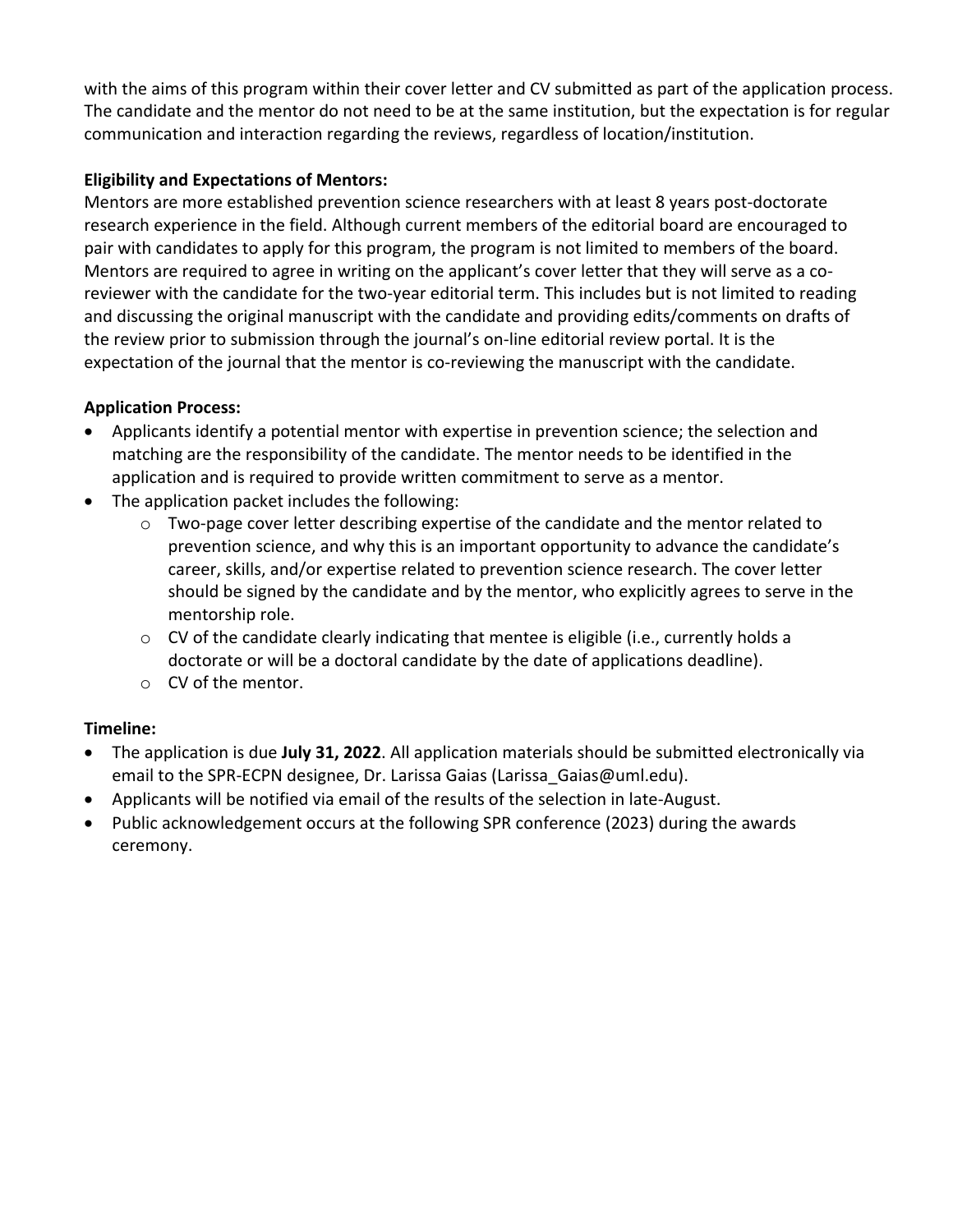with the aims of this program within their cover letter and CV submitted as part of the application process. The candidate and the mentor do not need to be at the same institution, but the expectation is for regular communication and interaction regarding the reviews, regardless of location/institution.

**Eligibility and Expectations of Mentors:**

Mentors are more established prevention science researchers with at least 8 years post-doctorate research experience in the field. Although current members of the editorial board are encouraged to pair with candidates to apply for this program, the program is not limited to members of the board. Mentors are required to agree in writing on the applicant's cover letter that they will serve as a co-reviewer with the candidate for the two-year editorial term. This includes but is not limited to reading and discussing the original manuscript with the candidate and providing edits/comments on drafts of the review prior to submission through the journal's on-line editorial review portal. It is the expectation of the journal that the mentor is co-reviewing the manuscript with the candidate.

**Application Process:**

- Applicants identify a potential mentor with expertise in prevention science; the selection and matching are the responsibility of the candidate. The mentor needs to be identified in the application and is required to provide written commitment to serve as a mentor.
- The application packet includes the following:
    - Two-page cover letter describing expertise of the candidate and the mentor related to prevention science, and why this is an important opportunity to advance the candidate's career, skills, and/or expertise related to prevention science research. The cover letter should be signed by the candidate and by the mentor, who explicitly agrees to serve in the mentorship role.
    - CV of the candidate clearly indicating that mentee is eligible (i.e., currently holds a doctorate or will be a doctoral candidate by the date of applications deadline).
    - CV of the mentor.

**Timeline:**

- The application is due **July 31, 2022**. All application materials should be submitted electronically via email to the SPR-ECPN designee, Dr. Larissa Gaias (Larissa_Gaias@uml.edu).
- Applicants will be notified via email of the results of the selection in late-August.
- Public acknowledgement occurs at the following SPR conference (2023) during the awards ceremony.